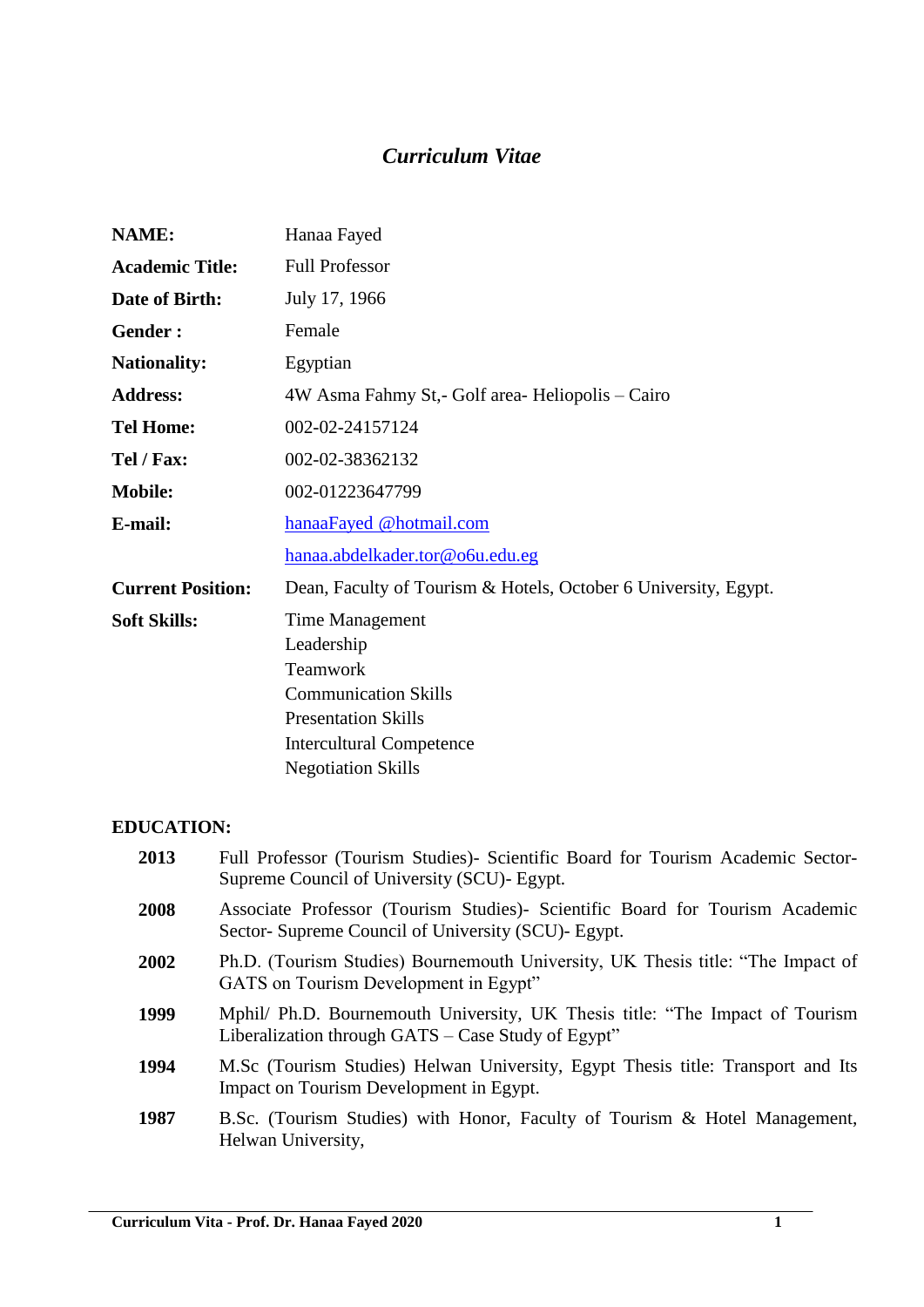# *Curriculum Vitae*

| | |
|---|---|
| **NAME:** | Hanaa Fayed |
| **Academic Title:** | Full Professor |
| **Date of Birth:** | July 17, 1966 |
| **Gender :** | Female |
| **Nationality:** | Egyptian |
| **Address:** | 4W Asma Fahmy St,- Golf area- Heliopolis – Cairo |
| **Tel Home:** | 002-02-24157124 |
| **Tel / Fax:** | 002-02-38362132 |
| **Mobile:** | 002-01223647799 |
| **E-mail:** | hanaaFayed @hotmail.com |
| | hanaa.abdelkader.tor@o6u.edu.eg |
| **Current Position:** | Dean, Faculty of Tourism & Hotels, October 6 University, Egypt. |
| **Soft Skills:** | Time Management<br>Leadership<br>Teamwork<br>Communication Skills<br>Presentation Skills<br>Intercultural Competence<br>Negotiation Skills |

## EDUCATION:

**2013** Full Professor (Tourism Studies)- Scientific Board for Tourism Academic Sector- Supreme Council of University (SCU)- Egypt.

**2008** Associate Professor (Tourism Studies)- Scientific Board for Tourism Academic Sector- Supreme Council of University (SCU)- Egypt.

**2002** Ph.D. (Tourism Studies) Bournemouth University, UK Thesis title: "The Impact of GATS on Tourism Development in Egypt"

**1999** Mphil/ Ph.D. Bournemouth University, UK Thesis title: "The Impact of Tourism Liberalization through GATS – Case Study of Egypt"

**1994** M.Sc (Tourism Studies) Helwan University, Egypt Thesis title: Transport and Its Impact on Tourism Development in Egypt.

**1987** B.Sc. (Tourism Studies) with Honor, Faculty of Tourism & Hotel Management, Helwan University,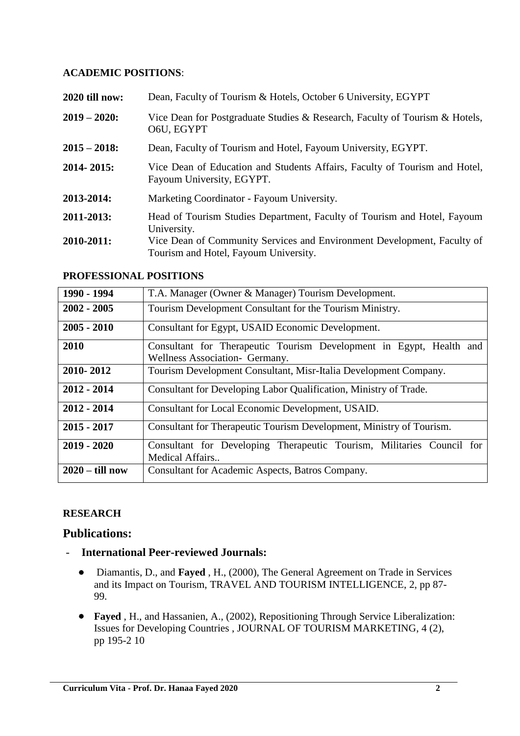**ACADEMIC POSITIONS**:

| | |
|---|---|
| **2020 till now:** | Dean, Faculty of Tourism & Hotels, October 6 University, EGYPT |
| **2019 – 2020:** | Vice Dean for Postgraduate Studies & Research, Faculty of Tourism & Hotels, O6U, EGYPT |
| **2015 – 2018:** | Dean, Faculty of Tourism and Hotel, Fayoum University, EGYPT. |
| **2014- 2015:** | Vice Dean of Education and Students Affairs, Faculty of Tourism and Hotel, Fayoum University, EGYPT. |
| **2013-2014:** | Marketing Coordinator - Fayoum University. |
| **2011-2013:** | Head of Tourism Studies Department, Faculty of Tourism and Hotel, Fayoum University. |
| **2010-2011:** | Vice Dean of Community Services and Environment Development, Faculty of Tourism and Hotel, Fayoum University. |

**PROFESSIONAL POSITIONS**

| | |
|---|---|
| **1990 - 1994** | T.A. Manager (Owner & Manager) Tourism Development. |
| **2002 - 2005** | Tourism Development Consultant for the Tourism Ministry. |
| **2005 - 2010** | Consultant for Egypt, USAID Economic Development. |
| **2010** | Consultant for Therapeutic Tourism Development in Egypt, Health and Wellness Association- Germany. |
| **2010- 2012** | Tourism Development Consultant, Misr-Italia Development Company. |
| **2012 - 2014** | Consultant for Developing Labor Qualification, Ministry of Trade. |
| **2012 - 2014** | Consultant for Local Economic Development, USAID. |
| **2015 - 2017** | Consultant for Therapeutic Tourism Development, Ministry of Tourism. |
| **2019 - 2020** | Consultant for Developing Therapeutic Tourism, Militaries Council for Medical Affairs.. |
| **2020 – till now** | Consultant for Academic Aspects, Batros Company. |

**RESEARCH**

## Publications:

- **International Peer-reviewed Journals:**
  - Diamantis, D., and **Fayed** , H., (2000), The General Agreement on Trade in Services and its Impact on Tourism, TRAVEL AND TOURISM INTELLIGENCE, 2, pp 87-99.
  - **Fayed** , H., and Hassanien, A., (2002), Repositioning Through Service Liberalization: Issues for Developing Countries , JOURNAL OF TOURISM MARKETING, 4 (2), pp 195-2 10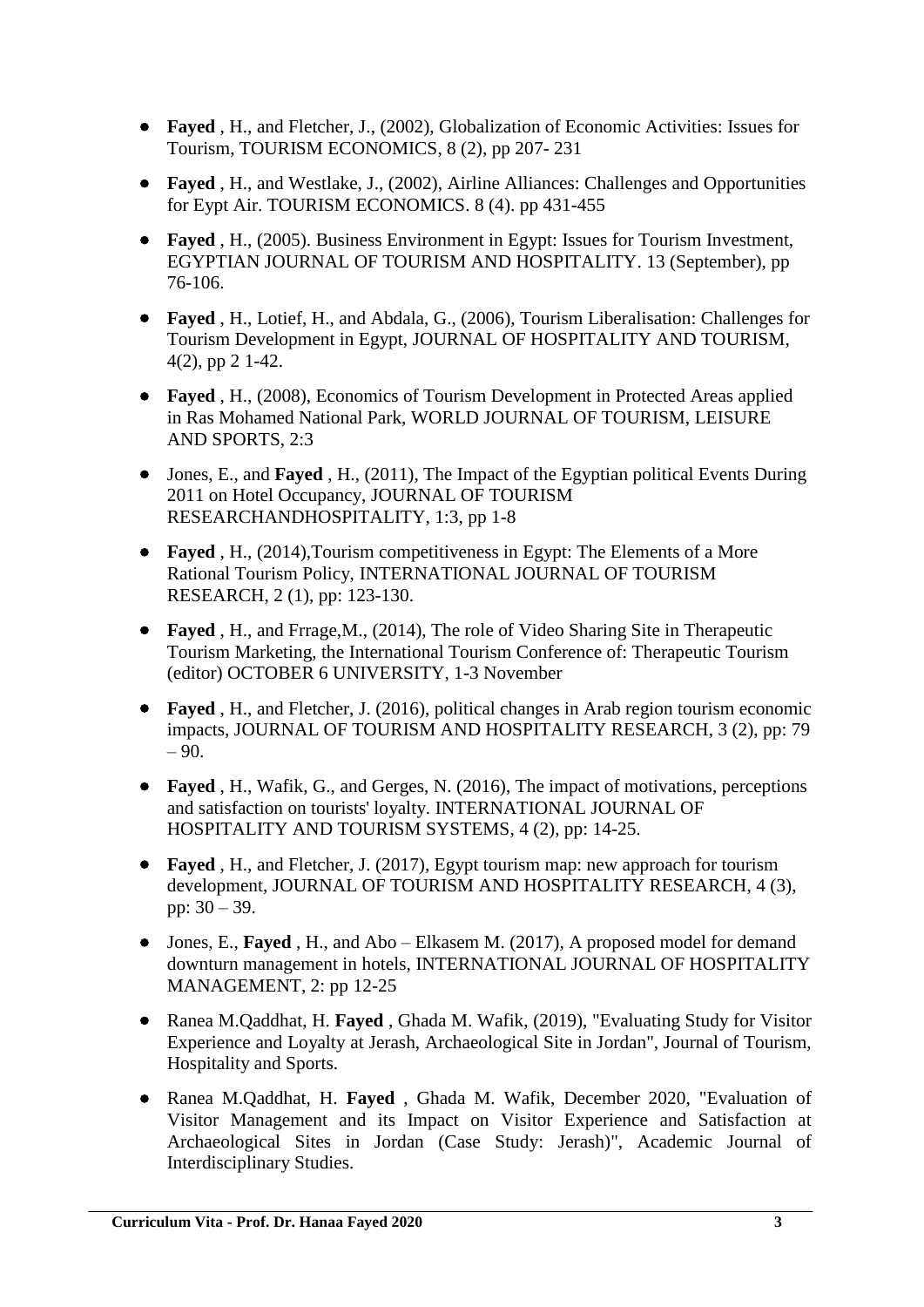- **Fayed** , H., and Fletcher, J., (2002), Globalization of Economic Activities: Issues for Tourism, TOURISM ECONOMICS, 8 (2), pp 207- 231
- **Fayed** , H., and Westlake, J., (2002), Airline Alliances: Challenges and Opportunities for Eypt Air. TOURISM ECONOMICS. 8 (4). pp 431-455
- **Fayed** , H., (2005). Business Environment in Egypt: Issues for Tourism Investment, EGYPTIAN JOURNAL OF TOURISM AND HOSPITALITY. 13 (September), pp 76-106.
- **Fayed** , H., Lotief, H., and Abdala, G., (2006), Tourism Liberalisation: Challenges for Tourism Development in Egypt, JOURNAL OF HOSPITALITY AND TOURISM, 4(2), pp 2 1-42.
- **Fayed** , H., (2008), Economics of Tourism Development in Protected Areas applied in Ras Mohamed National Park, WORLD JOURNAL OF TOURISM, LEISURE AND SPORTS, 2:3
- Jones, E., and **Fayed** , H., (2011), The Impact of the Egyptian political Events During 2011 on Hotel Occupancy, JOURNAL OF TOURISM RESEARCHANDHOSPITALITY, 1:3, pp 1-8
- **Fayed** , H., (2014),Tourism competitiveness in Egypt: The Elements of a More Rational Tourism Policy, INTERNATIONAL JOURNAL OF TOURISM RESEARCH, 2 (1), pp: 123-130.
- **Fayed** , H., and Frrage,M., (2014), The role of Video Sharing Site in Therapeutic Tourism Marketing, the International Tourism Conference of: Therapeutic Tourism (editor) OCTOBER 6 UNIVERSITY, 1-3 November
- **Fayed** , H., and Fletcher, J. (2016), political changes in Arab region tourism economic impacts, JOURNAL OF TOURISM AND HOSPITALITY RESEARCH, 3 (2), pp: 79 – 90.
- **Fayed** , H., Wafik, G., and Gerges, N. (2016), The impact of motivations, perceptions and satisfaction on tourists' loyalty. INTERNATIONAL JOURNAL OF HOSPITALITY AND TOURISM SYSTEMS, 4 (2), pp: 14-25.
- **Fayed** , H., and Fletcher, J. (2017), Egypt tourism map: new approach for tourism development, JOURNAL OF TOURISM AND HOSPITALITY RESEARCH, 4 (3), pp: 30 – 39.
- Jones, E., **Fayed** , H., and Abo – Elkasem M. (2017), A proposed model for demand downturn management in hotels, INTERNATIONAL JOURNAL OF HOSPITALITY MANAGEMENT, 2: pp 12-25
- Ranea M.Qaddhat, H. **Fayed** , Ghada M. Wafik, (2019), "Evaluating Study for Visitor Experience and Loyalty at Jerash, Archaeological Site in Jordan", Journal of Tourism, Hospitality and Sports.
- Ranea M.Qaddhat, H. **Fayed** , Ghada M. Wafik, December 2020, "Evaluation of Visitor Management and its Impact on Visitor Experience and Satisfaction at Archaeological Sites in Jordan (Case Study: Jerash)", Academic Journal of Interdisciplinary Studies.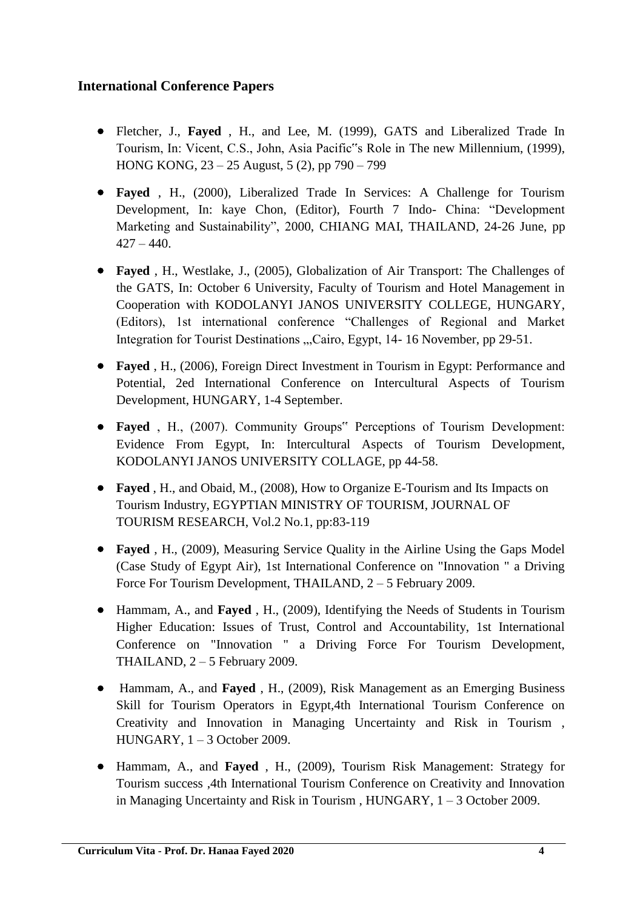## International Conference Papers

- Fletcher, J., **Fayed** , H., and Lee, M. (1999), GATS and Liberalized Trade In Tourism, In: Vicent, C.S., John, Asia Pacific"s Role in The new Millennium, (1999), HONG KONG, 23 – 25 August, 5 (2), pp 790 – 799

- **Fayed** , H., (2000), Liberalized Trade In Services: A Challenge for Tourism Development, In: kaye Chon, (Editor), Fourth 7 Indo- China: "Development Marketing and Sustainability", 2000, CHIANG MAI, THAILAND, 24-26 June, pp 427 – 440.

- **Fayed** , H., Westlake, J., (2005), Globalization of Air Transport: The Challenges of the GATS, In: October 6 University, Faculty of Tourism and Hotel Management in Cooperation with KODOLANYI JANOS UNIVERSITY COLLEGE, HUNGARY, (Editors), 1st international conference "Challenges of Regional and Market Integration for Tourist Destinations ,,,Cairo, Egypt, 14- 16 November, pp 29-51.

- **Fayed** , H., (2006), Foreign Direct Investment in Tourism in Egypt: Performance and Potential, 2ed International Conference on Intercultural Aspects of Tourism Development, HUNGARY, 1-4 September.

- **Fayed** , H., (2007). Community Groups" Perceptions of Tourism Development: Evidence From Egypt, In: Intercultural Aspects of Tourism Development, KODOLANYI JANOS UNIVERSITY COLLAGE, pp 44-58.

- **Fayed** , H., and Obaid, M., (2008), How to Organize E-Tourism and Its Impacts on Tourism Industry, EGYPTIAN MINISTRY OF TOURISM, JOURNAL OF TOURISM RESEARCH, Vol.2 No.1, pp:83-119

- **Fayed** , H., (2009), Measuring Service Quality in the Airline Using the Gaps Model (Case Study of Egypt Air), 1st International Conference on "Innovation " a Driving Force For Tourism Development, THAILAND, 2 – 5 February 2009.

- Hammam, A., and **Fayed** , H., (2009), Identifying the Needs of Students in Tourism Higher Education: Issues of Trust, Control and Accountability, 1st International Conference on "Innovation " a Driving Force For Tourism Development, THAILAND, 2 – 5 February 2009.

- Hammam, A., and **Fayed** , H., (2009), Risk Management as an Emerging Business Skill for Tourism Operators in Egypt,4th International Tourism Conference on Creativity and Innovation in Managing Uncertainty and Risk in Tourism , HUNGARY, 1 – 3 October 2009.

- Hammam, A., and **Fayed** , H., (2009), Tourism Risk Management: Strategy for Tourism success ,4th International Tourism Conference on Creativity and Innovation in Managing Uncertainty and Risk in Tourism , HUNGARY, 1 – 3 October 2009.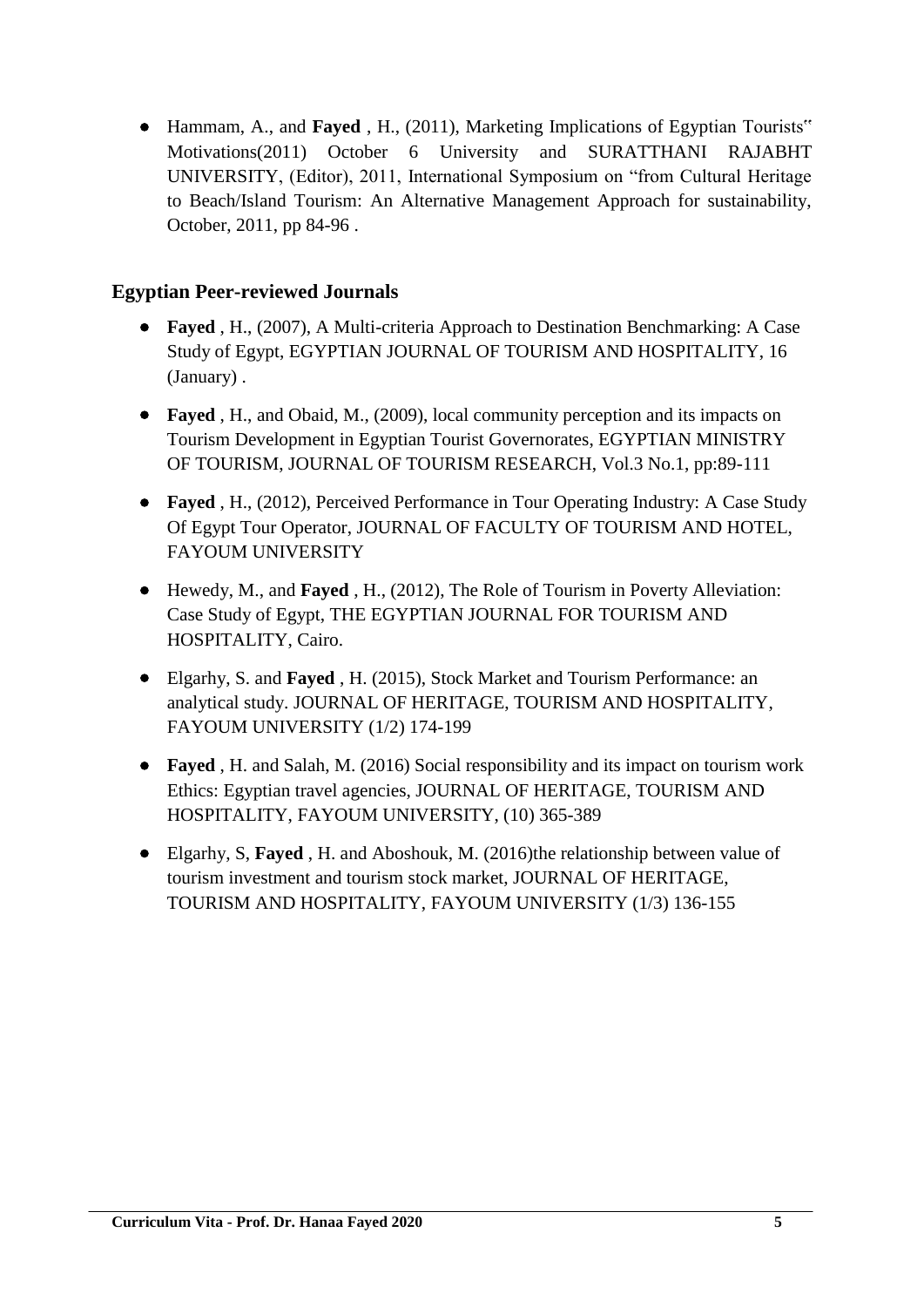- Hammam, A., and **Fayed** , H., (2011), Marketing Implications of Egyptian Tourists" Motivations(2011) October 6 University and SURATTHANI RAJABHT UNIVERSITY, (Editor), 2011, International Symposium on "from Cultural Heritage to Beach/Island Tourism: An Alternative Management Approach for sustainability, October, 2011, pp 84-96 .

## Egyptian Peer-reviewed Journals

- **Fayed** , H., (2007), A Multi-criteria Approach to Destination Benchmarking: A Case Study of Egypt, EGYPTIAN JOURNAL OF TOURISM AND HOSPITALITY, 16 (January) .
- **Fayed** , H., and Obaid, M., (2009), local community perception and its impacts on Tourism Development in Egyptian Tourist Governorates, EGYPTIAN MINISTRY OF TOURISM, JOURNAL OF TOURISM RESEARCH, Vol.3 No.1, pp:89-111
- **Fayed** , H., (2012), Perceived Performance in Tour Operating Industry: A Case Study Of Egypt Tour Operator, JOURNAL OF FACULTY OF TOURISM AND HOTEL, FAYOUM UNIVERSITY
- Hewedy, M., and **Fayed** , H., (2012), The Role of Tourism in Poverty Alleviation: Case Study of Egypt, THE EGYPTIAN JOURNAL FOR TOURISM AND HOSPITALITY, Cairo.
- Elgarhy, S. and **Fayed** , H. (2015), Stock Market and Tourism Performance: an analytical study. JOURNAL OF HERITAGE, TOURISM AND HOSPITALITY, FAYOUM UNIVERSITY (1/2) 174-199
- **Fayed** , H. and Salah, M. (2016) Social responsibility and its impact on tourism work Ethics: Egyptian travel agencies, JOURNAL OF HERITAGE, TOURISM AND HOSPITALITY, FAYOUM UNIVERSITY, (10) 365-389
- Elgarhy, S, **Fayed** , H. and Aboshouk, M. (2016)the relationship between value of tourism investment and tourism stock market, JOURNAL OF HERITAGE, TOURISM AND HOSPITALITY, FAYOUM UNIVERSITY (1/3) 136-155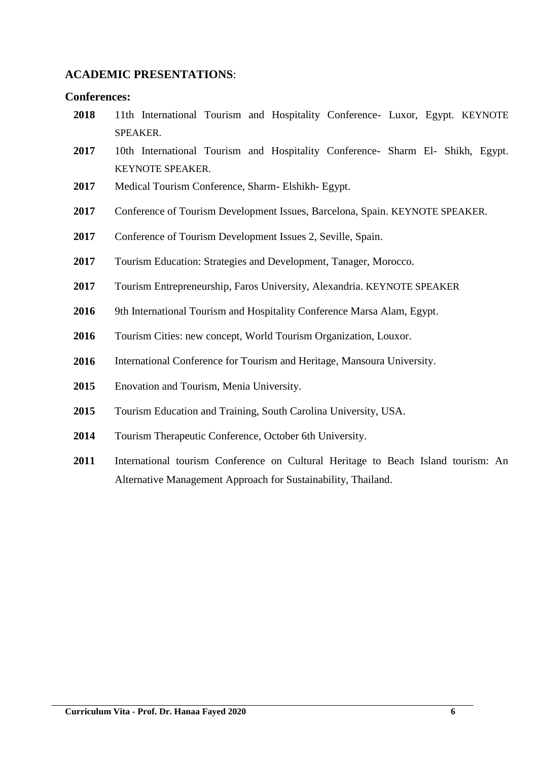## ACADEMIC PRESENTATIONS:

### Conferences:

- **2018** 11th International Tourism and Hospitality Conference- Luxor, Egypt. KEYNOTE SPEAKER.
- **2017** 10th International Tourism and Hospitality Conference- Sharm El- Shikh, Egypt. KEYNOTE SPEAKER.
- **2017** Medical Tourism Conference, Sharm- Elshikh- Egypt.
- **2017** Conference of Tourism Development Issues, Barcelona, Spain. KEYNOTE SPEAKER.
- **2017** Conference of Tourism Development Issues 2, Seville, Spain.
- **2017** Tourism Education: Strategies and Development, Tanager, Morocco.
- **2017** Tourism Entrepreneurship, Faros University, Alexandria. KEYNOTE SPEAKER
- **2016** 9th International Tourism and Hospitality Conference Marsa Alam, Egypt.
- **2016** Tourism Cities: new concept, World Tourism Organization, Louxor.
- **2016** International Conference for Tourism and Heritage, Mansoura University.
- **2015** Enovation and Tourism, Menia University.
- **2015** Tourism Education and Training, South Carolina University, USA.
- **2014** Tourism Therapeutic Conference, October 6th University.
- **2011** International tourism Conference on Cultural Heritage to Beach Island tourism: An Alternative Management Approach for Sustainability, Thailand.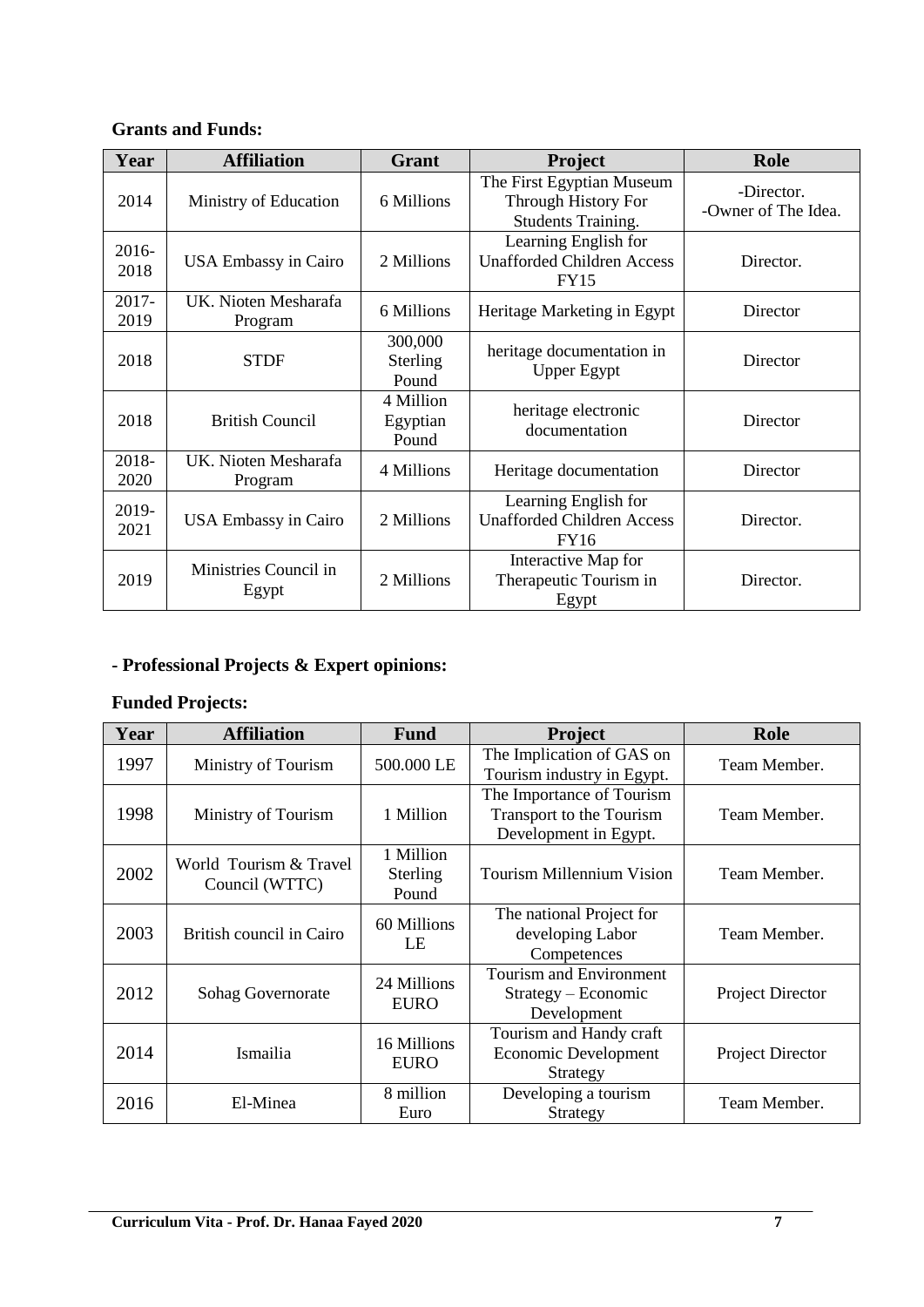**Grants and Funds:**

| Year | Affiliation | Grant | Project | Role |
|---|---|---|---|---|
| 2014 | Ministry of Education | 6 Millions | The First Egyptian Museum Through History For Students Training. | -Director. -Owner of The Idea. |
| 2016-2018 | USA Embassy in Cairo | 2 Millions | Learning English for Unafforded Children Access FY15 | Director. |
| 2017-2019 | UK. Nioten Mesharafa Program | 6 Millions | Heritage Marketing in Egypt | Director |
| 2018 | STDF | 300,000 Sterling Pound | heritage documentation in Upper Egypt | Director |
| 2018 | British Council | 4 Million Egyptian Pound | heritage electronic documentation | Director |
| 2018-2020 | UK. Nioten Mesharafa Program | 4 Millions | Heritage documentation | Director |
| 2019-2021 | USA Embassy in Cairo | 2 Millions | Learning English for Unafforded Children Access FY16 | Director. |
| 2019 | Ministries Council in Egypt | 2 Millions | Interactive Map for Therapeutic Tourism in Egypt | Director. |

**- Professional Projects & Expert opinions:**

**Funded Projects:**

| Year | Affiliation | Fund | Project | Role |
|---|---|---|---|---|
| 1997 | Ministry of Tourism | 500.000 LE | The Implication of GAS on Tourism industry in Egypt. | Team Member. |
| 1998 | Ministry of Tourism | 1 Million | The Importance of Tourism Transport to the Tourism Development in Egypt. | Team Member. |
| 2002 | World Tourism & Travel Council (WTTC) | 1 Million Sterling Pound | Tourism Millennium Vision | Team Member. |
| 2003 | British council in Cairo | 60 Millions LE | The national Project for developing Labor Competences | Team Member. |
| 2012 | Sohag Governorate | 24 Millions EURO | Tourism and Environment Strategy – Economic Development | Project Director |
| 2014 | Ismailia | 16 Millions EURO | Tourism and Handy craft Economic Development Strategy | Project Director |
| 2016 | El-Minea | 8 million Euro | Developing a tourism Strategy | Team Member. |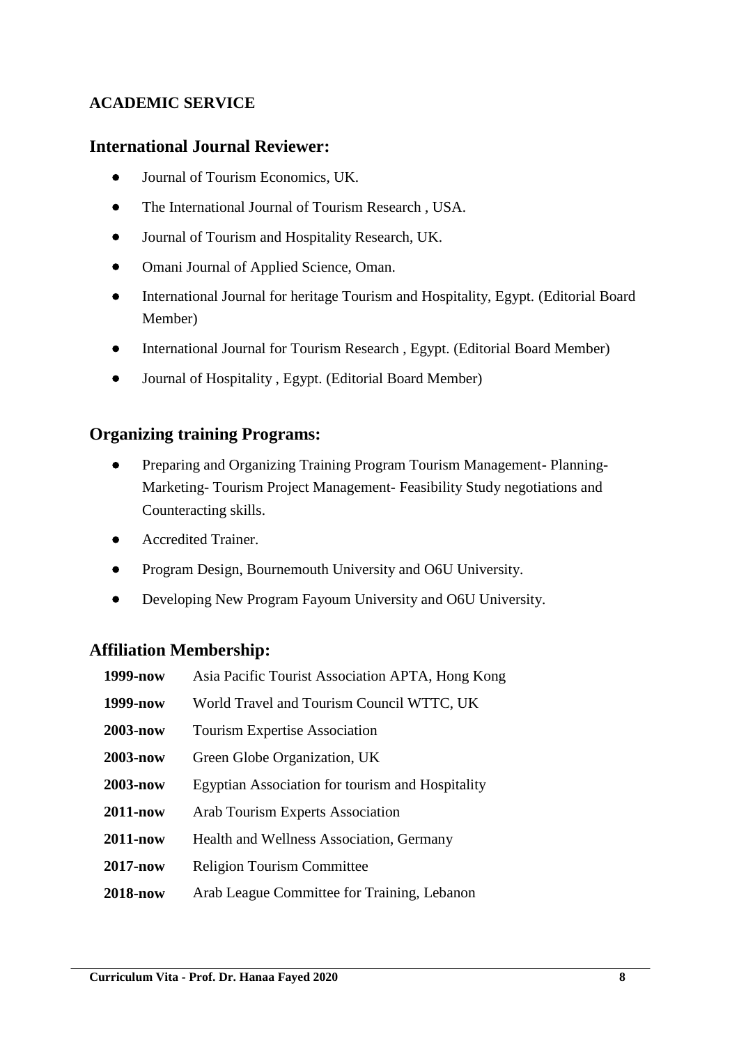**ACADEMIC SERVICE**

## International Journal Reviewer:

- Journal of Tourism Economics, UK.
- The International Journal of Tourism Research , USA.
- Journal of Tourism and Hospitality Research, UK.
- Omani Journal of Applied Science, Oman.
- International Journal for heritage Tourism and Hospitality, Egypt. (Editorial Board Member)
- International Journal for Tourism Research , Egypt. (Editorial Board Member)
- Journal of Hospitality , Egypt. (Editorial Board Member)

## Organizing training Programs:

- Preparing and Organizing Training Program Tourism Management- Planning- Marketing- Tourism Project Management- Feasibility Study negotiations and Counteracting skills.
- Accredited Trainer.
- Program Design, Bournemouth University and O6U University.
- Developing New Program Fayoum University and O6U University.

## Affiliation Membership:

| | |
|---|---|
| **1999-now** | Asia Pacific Tourist Association APTA, Hong Kong |
| **1999-now** | World Travel and Tourism Council WTTC, UK |
| **2003-now** | Tourism Expertise Association |
| **2003-now** | Green Globe Organization, UK |
| **2003-now** | Egyptian Association for tourism and Hospitality |
| **2011-now** | Arab Tourism Experts Association |
| **2011-now** | Health and Wellness Association, Germany |
| **2017-now** | Religion Tourism Committee |
| **2018-now** | Arab League Committee for Training, Lebanon |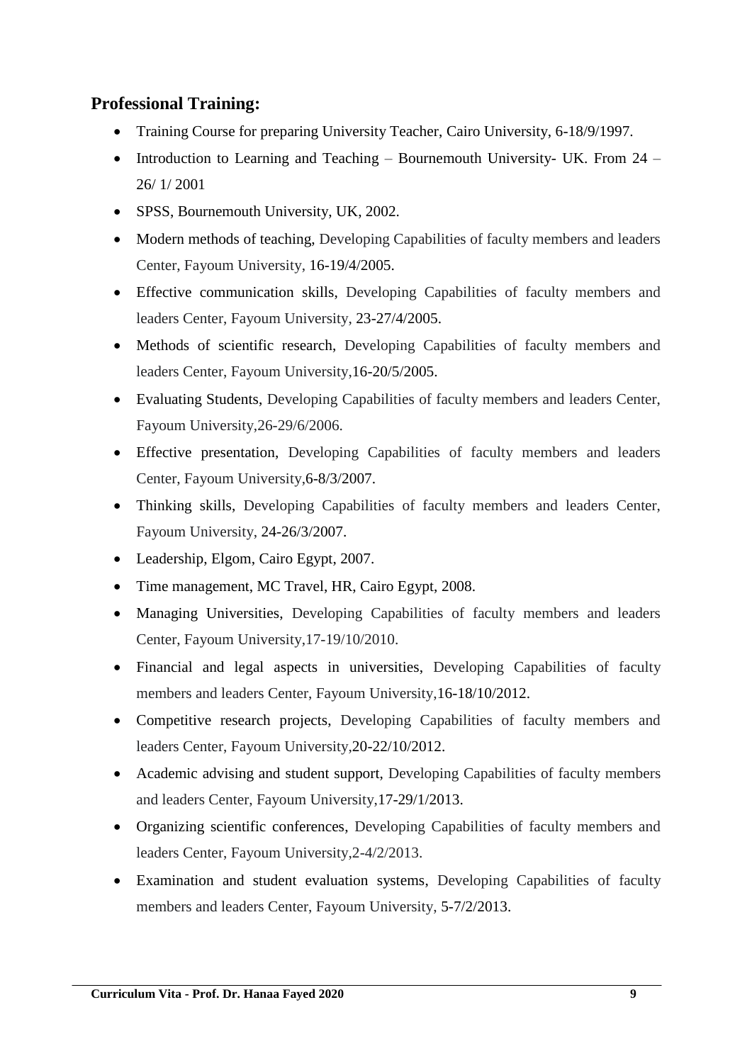## Professional Training:

- Training Course for preparing University Teacher, Cairo University, 6-18/9/1997.
- Introduction to Learning and Teaching – Bournemouth University- UK. From 24 – 26/ 1/ 2001
- SPSS, Bournemouth University, UK, 2002.
- Modern methods of teaching, Developing Capabilities of faculty members and leaders Center, Fayoum University, 16-19/4/2005.
- Effective communication skills, Developing Capabilities of faculty members and leaders Center, Fayoum University, 23-27/4/2005.
- Methods of scientific research, Developing Capabilities of faculty members and leaders Center, Fayoum University,16-20/5/2005.
- Evaluating Students, Developing Capabilities of faculty members and leaders Center, Fayoum University,26-29/6/2006.
- Effective presentation, Developing Capabilities of faculty members and leaders Center, Fayoum University,6-8/3/2007.
- Thinking skills, Developing Capabilities of faculty members and leaders Center, Fayoum University, 24-26/3/2007.
- Leadership, Elgom, Cairo Egypt, 2007.
- Time management, MC Travel, HR, Cairo Egypt, 2008.
- Managing Universities, Developing Capabilities of faculty members and leaders Center, Fayoum University,17-19/10/2010.
- Financial and legal aspects in universities, Developing Capabilities of faculty members and leaders Center, Fayoum University,16-18/10/2012.
- Competitive research projects, Developing Capabilities of faculty members and leaders Center, Fayoum University,20-22/10/2012.
- Academic advising and student support, Developing Capabilities of faculty members and leaders Center, Fayoum University,17-29/1/2013.
- Organizing scientific conferences, Developing Capabilities of faculty members and leaders Center, Fayoum University,2-4/2/2013.
- Examination and student evaluation systems, Developing Capabilities of faculty members and leaders Center, Fayoum University, 5-7/2/2013.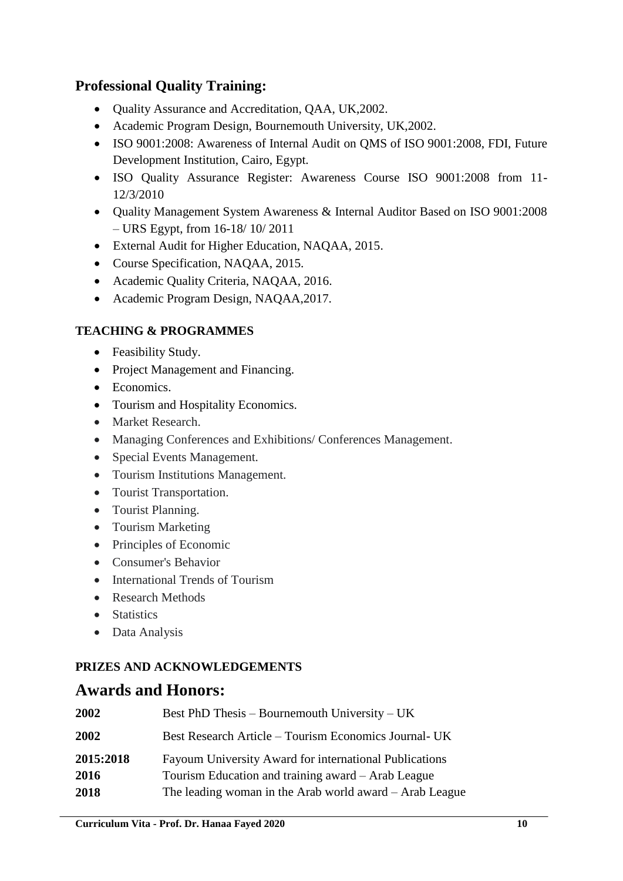## Professional Quality Training:

- Quality Assurance and Accreditation, QAA, UK,2002.
- Academic Program Design, Bournemouth University, UK,2002.
- ISO 9001:2008: Awareness of Internal Audit on QMS of ISO 9001:2008, FDI, Future Development Institution, Cairo, Egypt.
- ISO Quality Assurance Register: Awareness Course ISO 9001:2008 from 11-12/3/2010
- Quality Management System Awareness & Internal Auditor Based on ISO 9001:2008 – URS Egypt, from 16-18/ 10/ 2011
- External Audit for Higher Education, NAQAA, 2015.
- Course Specification, NAQAA, 2015.
- Academic Quality Criteria, NAQAA, 2016.
- Academic Program Design, NAQAA,2017.

### TEACHING & PROGRAMMES

- Feasibility Study.
- Project Management and Financing.
- Economics.
- Tourism and Hospitality Economics.
- Market Research.
- Managing Conferences and Exhibitions/ Conferences Management.
- Special Events Management.
- Tourism Institutions Management.
- Tourist Transportation.
- Tourist Planning.
- Tourism Marketing
- Principles of Economic
- Consumer's Behavior
- International Trends of Tourism
- Research Methods
- Statistics
- Data Analysis

### PRIZES AND ACKNOWLEDGEMENTS

# Awards and Honors:

| | |
|---|---|
| **2002** | Best PhD Thesis – Bournemouth University – UK |
| **2002** | Best Research Article – Tourism Economics Journal- UK |
| **2015:2018** | Fayoum University Award for international Publications |
| **2016** | Tourism Education and training award – Arab League |
| **2018** | The leading woman in the Arab world award – Arab League |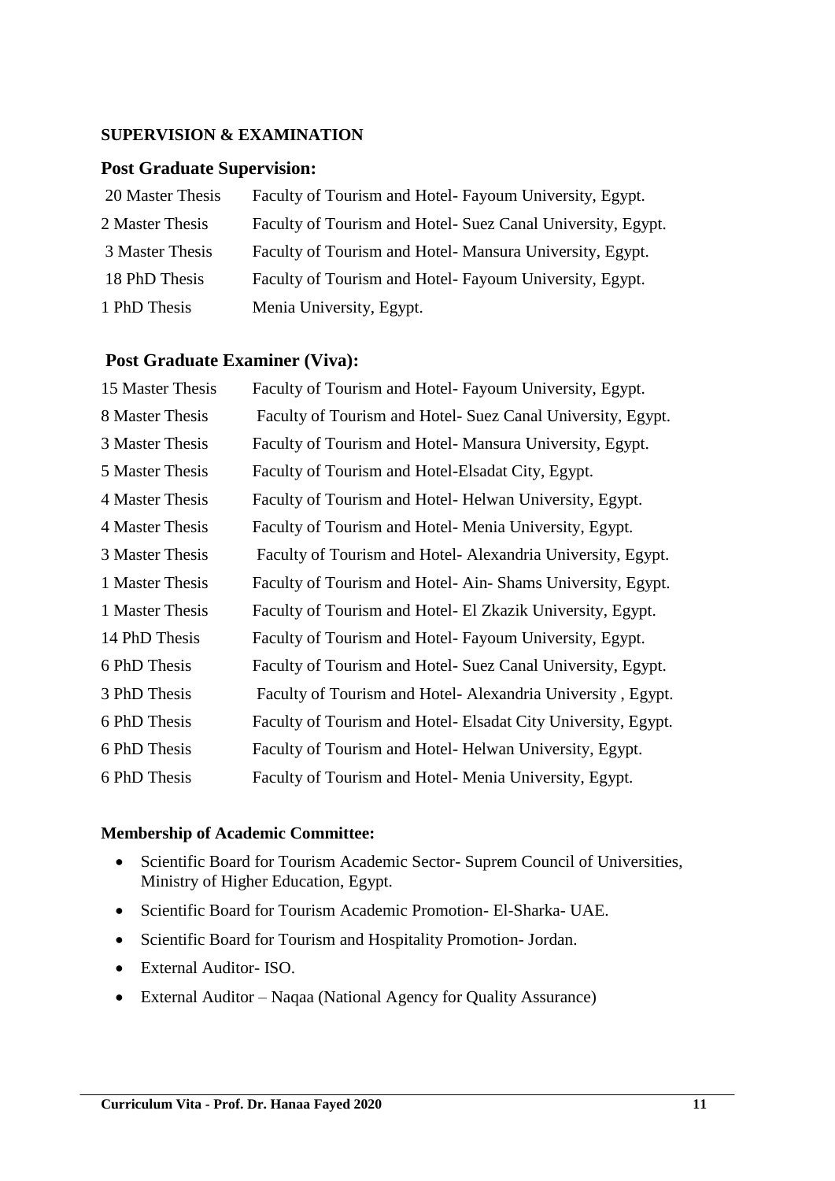## SUPERVISION & EXAMINATION

### Post Graduate Supervision:

| | |
|---|---|
| 20 Master Thesis | Faculty of Tourism and Hotel- Fayoum University, Egypt. |
| 2 Master Thesis | Faculty of Tourism and Hotel- Suez Canal University, Egypt. |
| 3 Master Thesis | Faculty of Tourism and Hotel- Mansura University, Egypt. |
| 18 PhD Thesis | Faculty of Tourism and Hotel- Fayoum University, Egypt. |
| 1 PhD Thesis | Menia University, Egypt. |

### Post Graduate Examiner (Viva):

| | |
|---|---|
| 15 Master Thesis | Faculty of Tourism and Hotel- Fayoum University, Egypt. |
| 8 Master Thesis | Faculty of Tourism and Hotel- Suez Canal University, Egypt. |
| 3 Master Thesis | Faculty of Tourism and Hotel- Mansura University, Egypt. |
| 5 Master Thesis | Faculty of Tourism and Hotel-Elsadat City, Egypt. |
| 4 Master Thesis | Faculty of Tourism and Hotel- Helwan University, Egypt. |
| 4 Master Thesis | Faculty of Tourism and Hotel- Menia University, Egypt. |
| 3 Master Thesis | Faculty of Tourism and Hotel- Alexandria University, Egypt. |
| 1 Master Thesis | Faculty of Tourism and Hotel- Ain- Shams University, Egypt. |
| 1 Master Thesis | Faculty of Tourism and Hotel- El Zkazik University, Egypt. |
| 14 PhD Thesis | Faculty of Tourism and Hotel- Fayoum University, Egypt. |
| 6 PhD Thesis | Faculty of Tourism and Hotel- Suez Canal University, Egypt. |
| 3 PhD Thesis | Faculty of Tourism and Hotel- Alexandria University , Egypt. |
| 6 PhD Thesis | Faculty of Tourism and Hotel- Elsadat City University, Egypt. |
| 6 PhD Thesis | Faculty of Tourism and Hotel- Helwan University, Egypt. |
| 6 PhD Thesis | Faculty of Tourism and Hotel- Menia University, Egypt. |

### Membership of Academic Committee:

- Scientific Board for Tourism Academic Sector- Suprem Council of Universities, Ministry of Higher Education, Egypt.
- Scientific Board for Tourism Academic Promotion- El-Sharka- UAE.
- Scientific Board for Tourism and Hospitality Promotion- Jordan.
- External Auditor- ISO.
- External Auditor – Naqaa (National Agency for Quality Assurance)